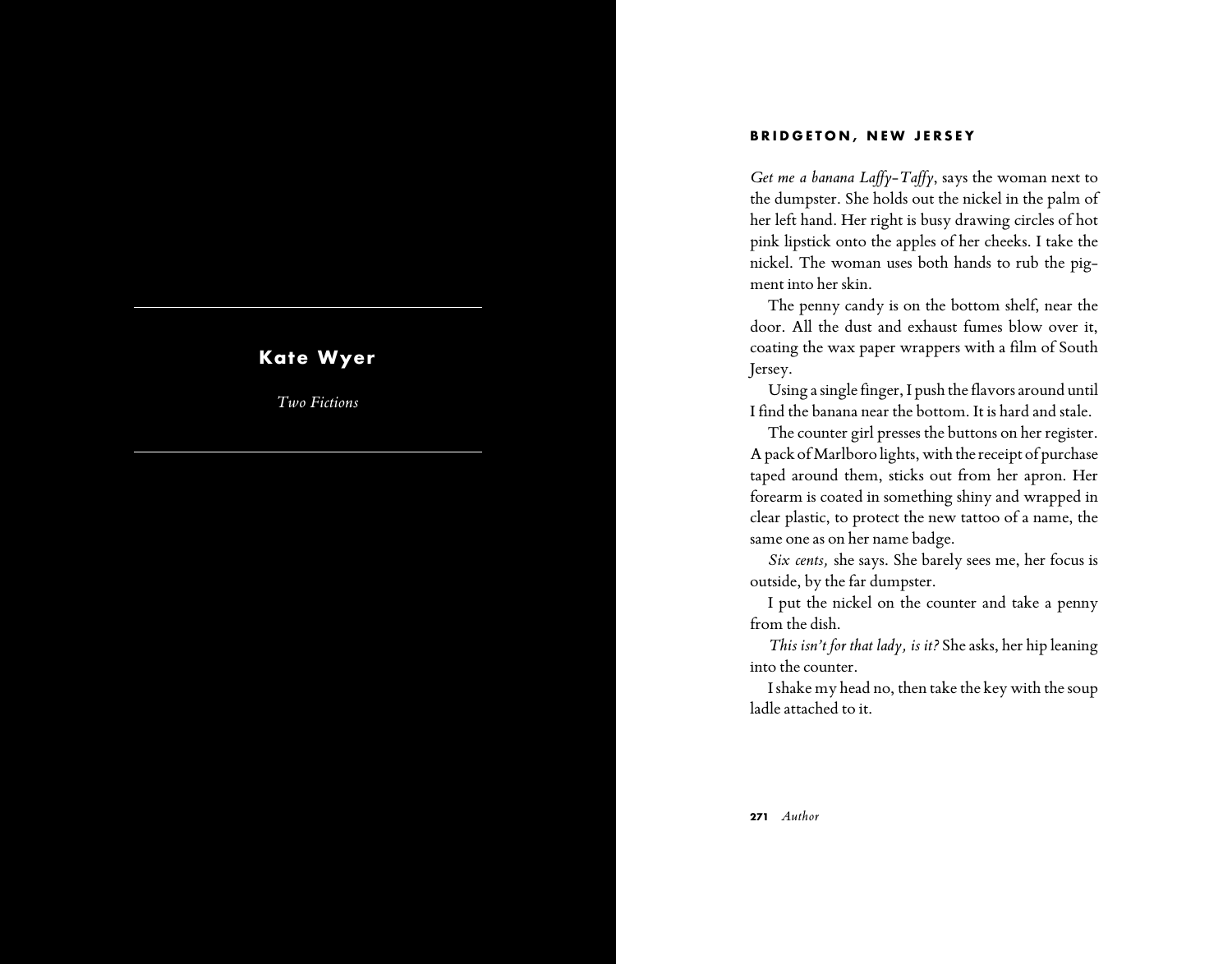# Kate Wyer

*Two Fictions*

## BRIDGETON, NEW JERSEY

*Get me a banana Laffy-Taffy*, says the woman next to the dumpster. She holds out the nickel in the palm of her left hand. Her right is busy drawing circles of hot pink lipstick onto the apples of her cheeks. I take the nickel. The woman uses both hands to rub the pigment into her skin.

The penny candy is on the bottom shelf, near the door. All the dust and exhaust fumes blow over it, coating the wax paper wrappers with a film of South Jersey.

Using a single finger, I push the flavors around until I find the banana near the bottom. It is hard and stale.

The counter girl presses the buttons on her register. A pack of Marlboro lights, with the receipt of purchase taped around them, sticks out from her apron. Her forearm is coated in something shiny and wrapped in clear plastic, to protect the new tattoo of a name, the same one as on her name badge.

*Six cents,* she says. She barely sees me, her focus is outside, by the far dumpster.

I put the nickel on the counter and take a penny from the dish.

*This isn't for that lady, is it?* She asks, her hip leaning into the counter.

I shake my head no, then take the key with the soup ladle attached to it.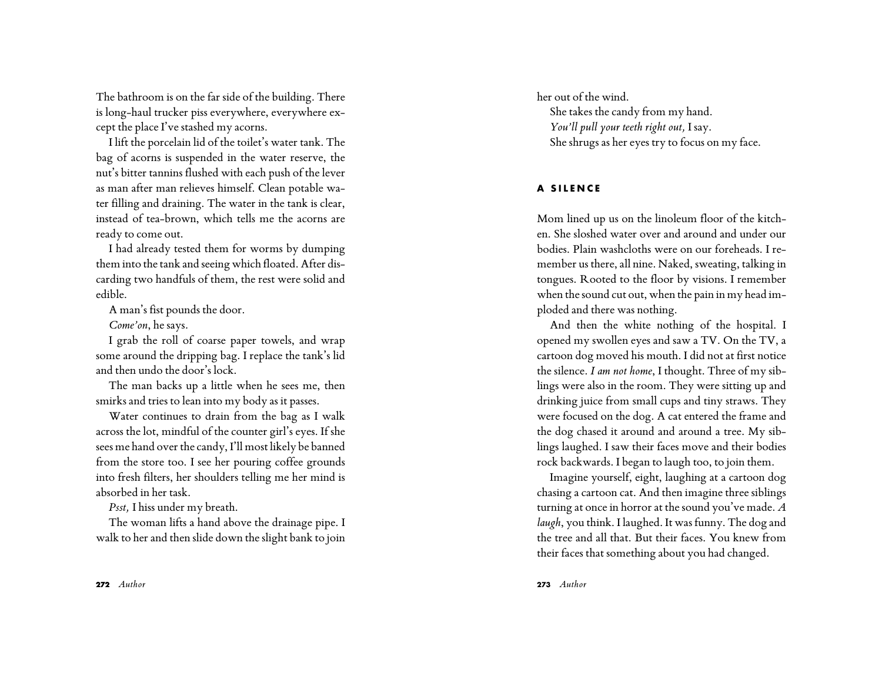The bathroom is on the far side of the building. There is long-haul trucker piss everywhere, everywhere except the place I've stashed my acorns.

I lift the porcelain lid of the toilet's water tank. The bag of acorns is suspended in the water reserve, the nut's bitter tannins flushed with each push of the lever as man after man relieves himself. Clean potable water filling and draining. The water in the tank is clear, instead of tea-brown, which tells me the acorns are ready to come out.

I had already tested them for worms by dumping them into the tank and seeing which floated. After discarding two handfuls of them, the rest were solid and edible.

A man's fist pounds the door.

*Come'on*, he says.

I grab the roll of coarse paper towels, and wrap some around the dripping bag. I replace the tank's lid and then undo the door's lock.

The man backs up a little when he sees me, then smirks and tries to lean into my body as it passes.

Water continues to drain from the bag as I walk across the lot, mindful of the counter girl's eyes. If she sees me hand over the candy, I'll most likely be banned from the store too. I see her pouring coffee grounds into fresh filters, her shoulders telling me her mind is absorbed in her task.

*Psst,* I hiss under my breath.

The woman lifts a hand above the drainage pipe. I walk to her and then slide down the slight bank to join her out of the wind.

She takes the candy from my hand.

*You'll pull your teeth right out,* I say.

She shrugs as her eyes try to focus on my face.

## A SILENCE

Mom lined up us on the linoleum floor of the kitchen. She sloshed water over and around and under our bodies. Plain washcloths were on our foreheads. I remember us there, all nine. Naked, sweating, talking in tongues. Rooted to the floor by visions. I remember when the sound cut out, when the pain in my head imploded and there was nothing.

And then the white nothing of the hospital. I opened my swollen eyes and saw a TV. On the TV, a cartoon dog moved his mouth. I did not at first notice the silence. *I am not home*, I thought. Three of my siblings were also in the room. They were sitting up and drinking juice from small cups and tiny straws. They were focused on the dog. A cat entered the frame and the dog chased it around and around a tree. My siblings laughed. I saw their faces move and their bodies rock backwards. I began to laugh too, to join them.

Imagine yourself, eight, laughing at a cartoon dog chasing a cartoon cat. And then imagine three siblings turning at once in horror at the sound you've made. *A laugh*, you think. I laughed. It was funny. The dog and the tree and all that. But their faces. You knew from their faces that something about you had changed.